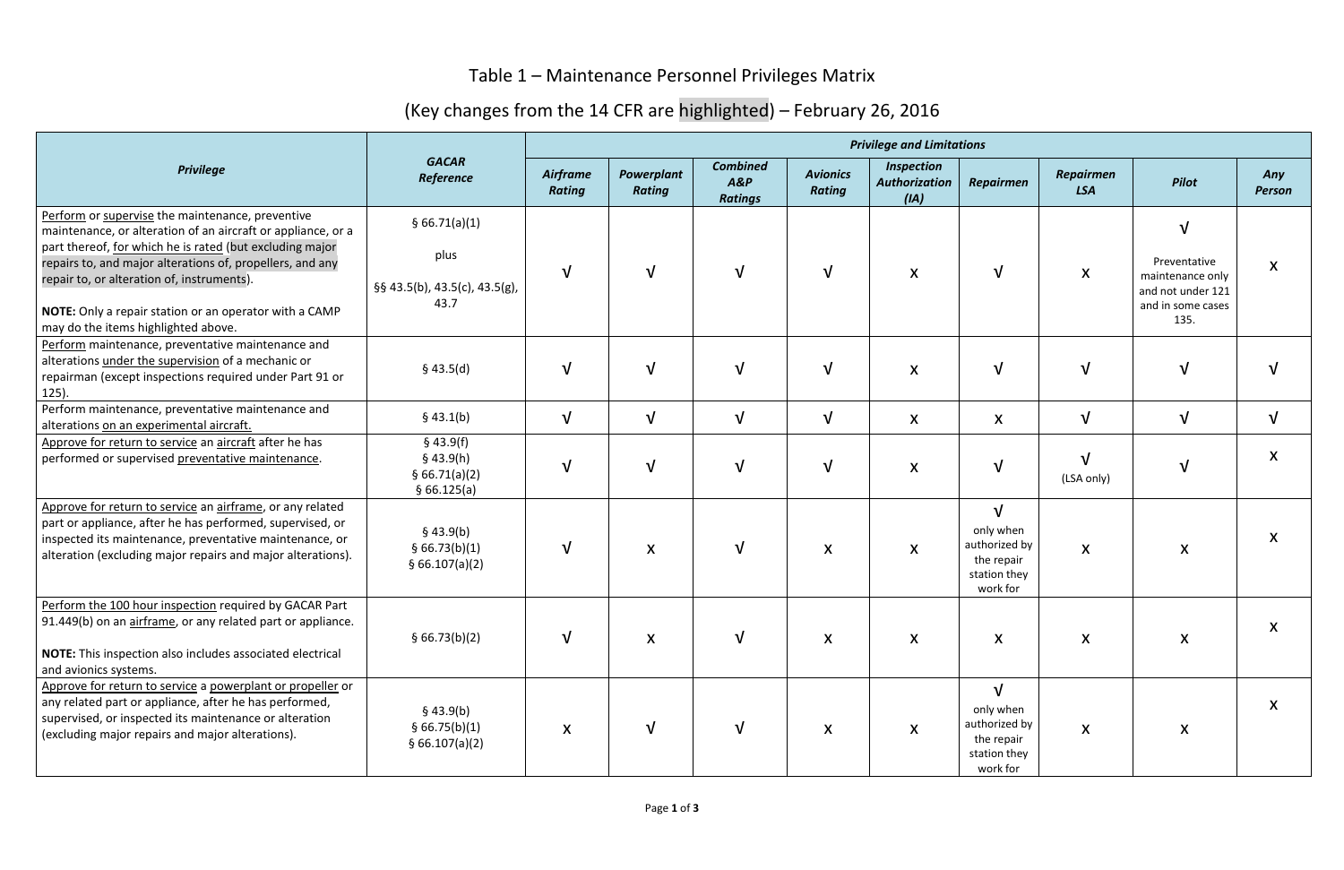# Table 1 – Maintenance Personnel Privileges Matrix

## (Key changes from the 14 CFR are highlighted) – February 26, 2016

| Privilege | GACAR Reference | Privilege and Limitations | | | | | | | | |
|---|---|---|---|---|---|---|---|---|---|---|
| | | Airframe Rating | Powerplant Rating | Combined A&P Ratings | Avionics Rating | Inspection Authorization (IA) | Repairmen | Repairmen LSA | Pilot | Any Person |
| Perform or supervise the maintenance, preventive maintenance, or alteration of an aircraft or appliance, or a part thereof, for which he is rated (but excluding major repairs to, and major alterations of, propellers, and any repair to, or alteration of, instruments). **NOTE:** Only a repair station or an operator with a CAMP may do the items highlighted above. | § 66.71(a)(1) plus §§ 43.5(b), 43.5(c), 43.5(g), 43.7 | √ | √ | √ | √ | x | √ | x | √ Preventative maintenance only and not under 121 and in some cases 135. | x |
| Perform maintenance, preventative maintenance and alterations under the supervision of a mechanic or repairman (except inspections required under Part 91 or 125). | § 43.5(d) | √ | √ | √ | √ | x | √ | √ | √ | √ |
| Perform maintenance, preventative maintenance and alterations on an experimental aircraft. | § 43.1(b) | √ | √ | √ | √ | x | x | √ | √ | √ |
| Approve for return to service an aircraft after he has performed or supervised preventative maintenance. | § 43.9(f) § 43.9(h) § 66.71(a)(2) § 66.125(a) | √ | √ | √ | √ | x | √ | √ (LSA only) | √ | x |
| Approve for return to service an airframe, or any related part or appliance, after he has performed, supervised, or inspected its maintenance, preventative maintenance, or alteration (excluding major repairs and major alterations). | § 43.9(b) § 66.73(b)(1) § 66.107(a)(2) | √ | x | √ | x | x | √ only when authorized by the repair station they work for | x | x | x |
| Perform the 100 hour inspection required by GACAR Part 91.449(b) on an airframe, or any related part or appliance. **NOTE:** This inspection also includes associated electrical and avionics systems. | § 66.73(b)(2) | √ | x | √ | x | x | x | x | x | x |
| Approve for return to service a powerplant or propeller or any related part or appliance, after he has performed, supervised, or inspected its maintenance or alteration (excluding major repairs and major alterations). | § 43.9(b) § 66.75(b)(1) § 66.107(a)(2) | x | √ | √ | x | x | √ only when authorized by the repair station they work for | x | x | x |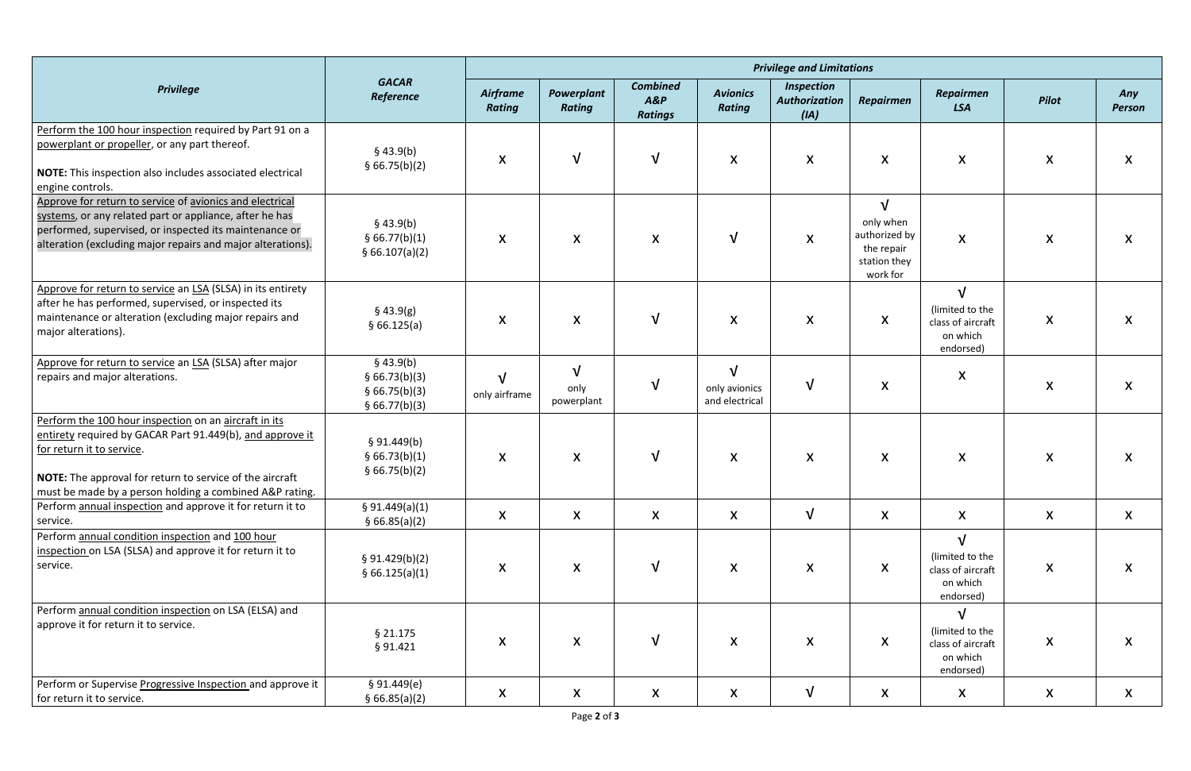| Privilege | GACAR Reference | Privilege and Limitations | | | | | | | | |
|---|---|---|---|---|---|---|---|---|---|---|
| | | *Airframe Rating* | *Powerplant Rating* | *Combined A&P Ratings* | *Avionics Rating* | *Inspection Authorization (IA)* | *Repairmen* | *Repairmen LSA* | *Pilot* | *Any Person* |
| Perform the 100 hour inspection required by Part 91 on a powerplant or propeller, or any part thereof.<br><br>**NOTE:** This inspection also includes associated electrical engine controls. | § 43.9(b)<br>§ 66.75(b)(2) | X | √ | √ | X | X | X | X | X | X |
| Approve for return to service of avionics and electrical systems, or any related part or appliance, after he has performed, supervised, or inspected its maintenance or alteration (excluding major repairs and major alterations). | § 43.9(b)<br>§ 66.77(b)(1)<br>§ 66.107(a)(2) | X | X | X | √ | X | √ only when authorized by the repair station they work for | X | X | X |
| Approve for return to service an LSA (SLSA) in its entirety after he has performed, supervised, or inspected its maintenance or alteration (excluding major repairs and major alterations). | § 43.9(g)<br>§ 66.125(a) | X | X | √ | X | X | X | √ (limited to the class of aircraft on which endorsed) | X | X |
| Approve for return to service an LSA (SLSA) after major repairs and major alterations. | § 43.9(b)<br>§ 66.73(b)(3)<br>§ 66.75(b)(3)<br>§ 66.77(b)(3) | √ only airframe | √ only powerplant | √ | √ only avionics and electrical | √ | X | X | X | X |
| Perform the 100 hour inspection on an aircraft in its entirety required by GACAR Part 91.449(b), and approve it for return it to service.<br><br>**NOTE:** The approval for return to service of the aircraft must be made by a person holding a combined A&P rating. | § 91.449(b)<br>§ 66.73(b)(1)<br>§ 66.75(b)(2) | X | X | √ | X | X | X | X | X | X |
| Perform annual inspection and approve it for return it to service. | § 91.449(a)(1)<br>§ 66.85(a)(2) | X | X | X | X | √ | X | X | X | X |
| Perform annual condition inspection and 100 hour inspection on LSA (SLSA) and approve it for return it to service. | § 91.429(b)(2)<br>§ 66.125(a)(1) | X | X | √ | X | X | X | √ (limited to the class of aircraft on which endorsed) | X | X |
| Perform annual condition inspection on LSA (ELSA) and approve it for return it to service. | § 21.175<br>§ 91.421 | X | X | √ | X | X | X | √ (limited to the class of aircraft on which endorsed) | X | X |
| Perform or Supervise Progressive Inspection and approve it for return it to service. | § 91.449(e)<br>§ 66.85(a)(2) | X | X | X | X | √ | X | X | X | X |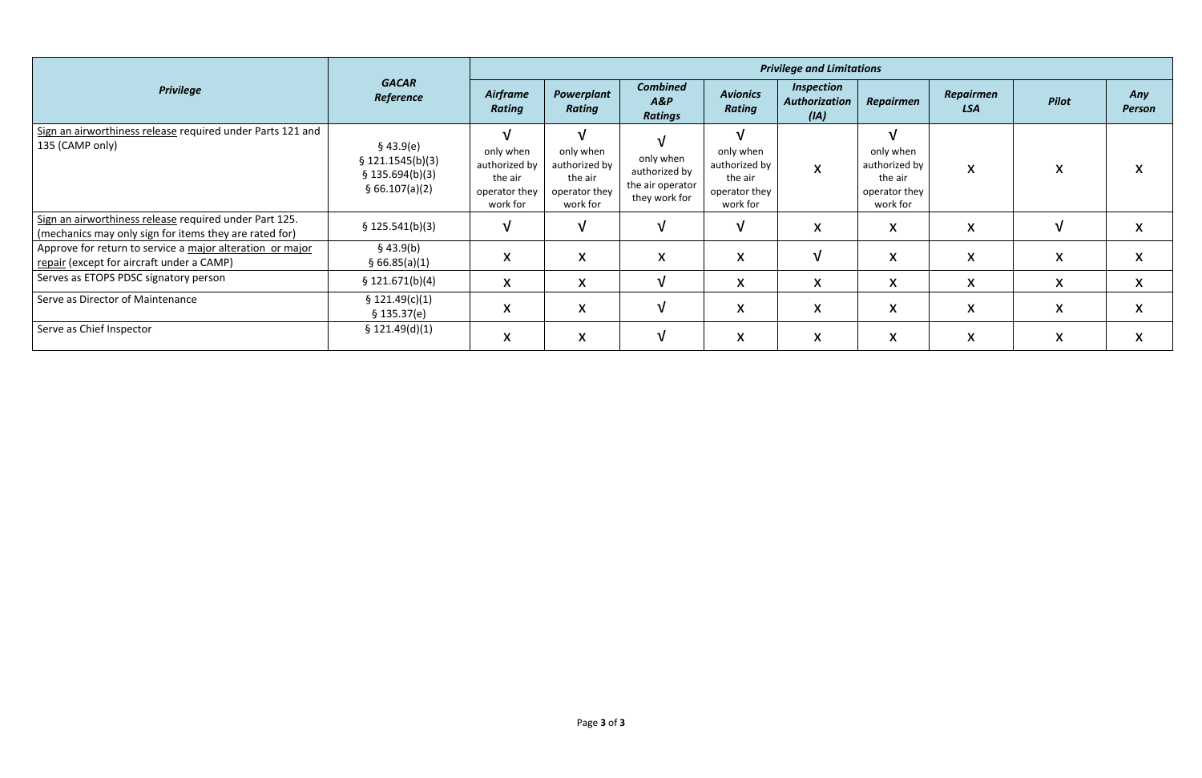| Privilege | GACAR Reference | Privilege and Limitations | | | | | | | | |
|---|---|---|---|---|---|---|---|---|---|---|
| | | Airframe Rating | Powerplant Rating | Combined A&P Ratings | Avionics Rating | Inspection Authorization (IA) | Repairmen | Repairmen LSA | Pilot | Any Person |
| Sign an airworthiness release required under Parts 121 and 135 (CAMP only) | § 43.9(e) § 121.1545(b)(3) § 135.694(b)(3) § 66.107(a)(2) | √ only when authorized by the air operator they work for | √ only when authorized by the air operator they work for | √ only when authorized by the air operator they work for | √ only when authorized by the air operator they work for | X | √ only when authorized by the air operator they work for | X | X | X |
| Sign an airworthiness release required under Part 125. (mechanics may only sign for items they are rated for) | § 125.541(b)(3) | √ | √ | √ | √ | X | X | X | √ | X |
| Approve for return to service a major alteration or major repair (except for aircraft under a CAMP) | § 43.9(b) § 66.85(a)(1) | X | X | X | X | √ | X | X | X | X |
| Serves as ETOPS PDSC signatory person | § 121.671(b)(4) | X | X | √ | X | X | X | X | X | X |
| Serve as Director of Maintenance | § 121.49(c)(1) § 135.37(e) | X | X | √ | X | X | X | X | X | X |
| Serve as Chief Inspector | § 121.49(d)(1) | X | X | √ | X | X | X | X | X | X |